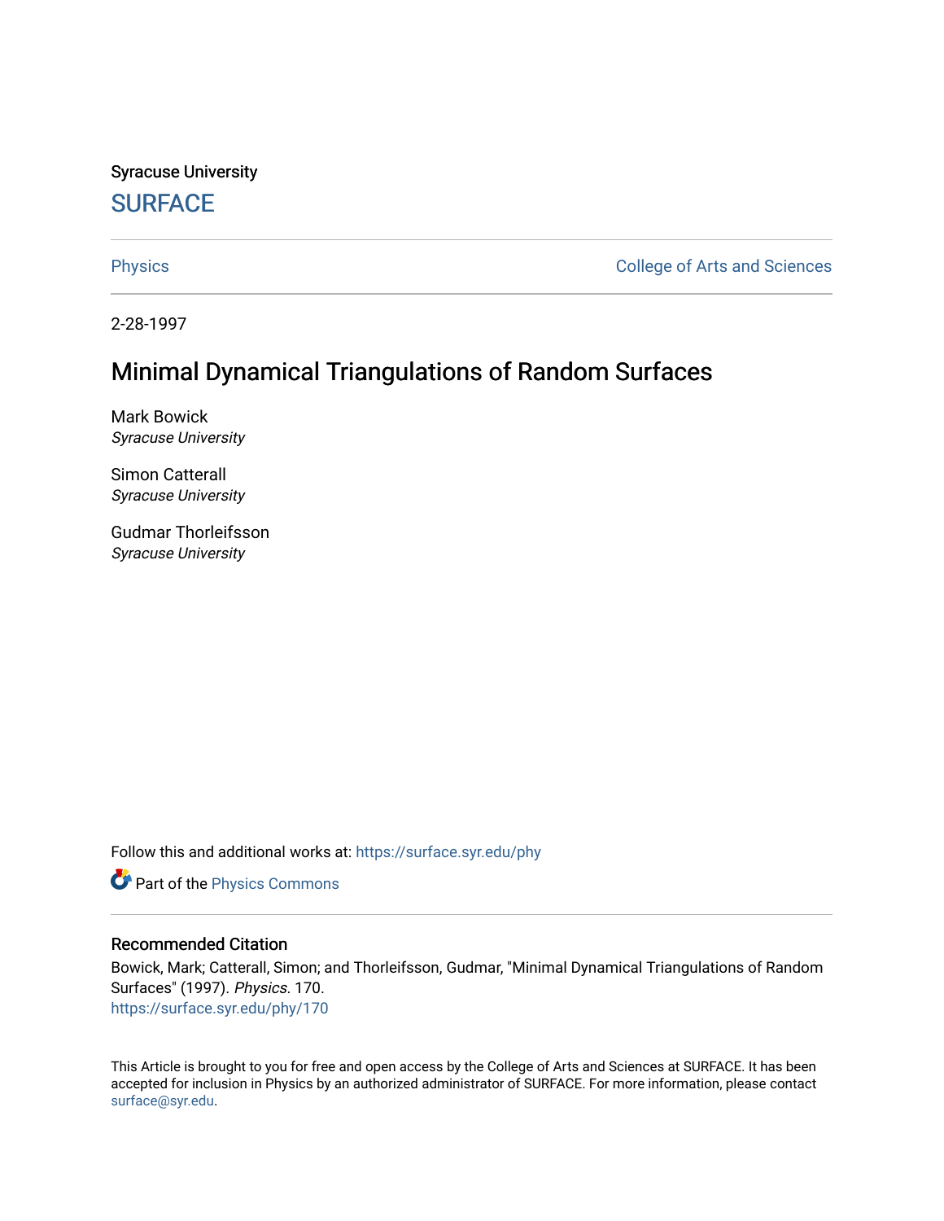Syracuse University

# SURFACE

Physics

College of Arts and Sciences

2-28-1997

## Minimal Dynamical Triangulations of Random Surfaces

Mark Bowick
*Syracuse University*

Simon Catterall
*Syracuse University*

Gudmar Thorleifsson
*Syracuse University*

Follow this and additional works at: https://surface.syr.edu/phy

Part of the Physics Commons

### Recommended Citation

Bowick, Mark; Catterall, Simon; and Thorleifsson, Gudmar, "Minimal Dynamical Triangulations of Random Surfaces" (1997). *Physics*. 170.
https://surface.syr.edu/phy/170

This Article is brought to you for free and open access by the College of Arts and Sciences at SURFACE. It has been accepted for inclusion in Physics by an authorized administrator of SURFACE. For more information, please contact surface@syr.edu.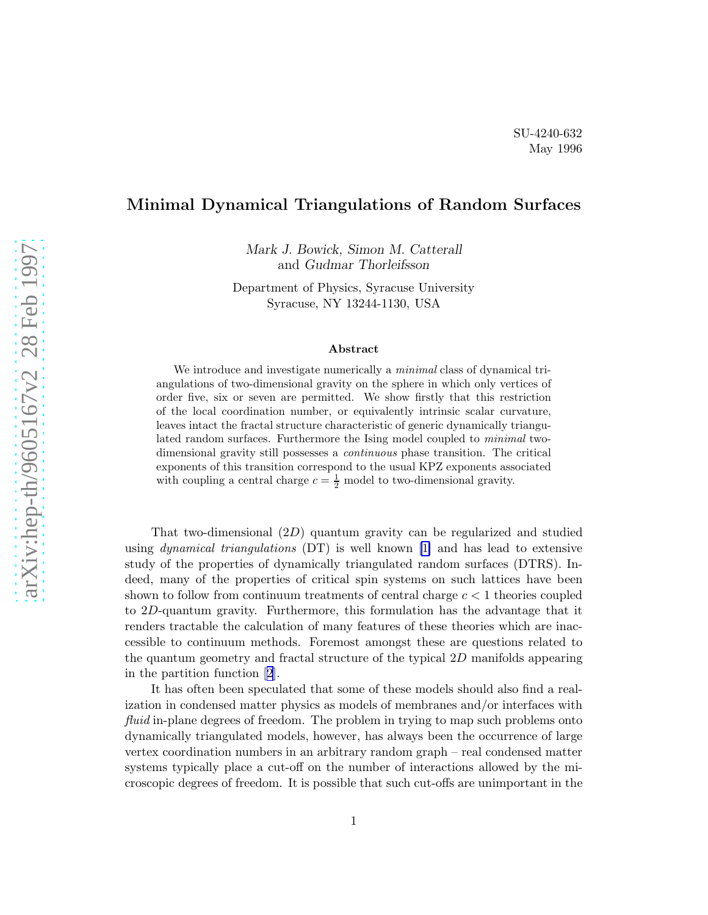SU-4240-632
May 1996

# Minimal Dynamical Triangulations of Random Surfaces

*Mark J. Bowick, Simon M. Catterall*
and *Gudmar Thorleifsson*

Department of Physics, Syracuse University
Syracuse, NY 13244-1130, USA

### Abstract

We introduce and investigate numerically a *minimal* class of dynamical triangulations of two-dimensional gravity on the sphere in which only vertices of order five, six or seven are permitted. We show firstly that this restriction of the local coordination number, or equivalently intrinsic scalar curvature, leaves intact the fractal structure characteristic of generic dynamically triangulated random surfaces. Furthermore the Ising model coupled to *minimal* two-dimensional gravity still possesses a *continuous* phase transition. The critical exponents of this transition correspond to the usual KPZ exponents associated with coupling a central charge $c = \frac{1}{2}$ model to two-dimensional gravity.

That two-dimensional ($2D$) quantum gravity can be regularized and studied using *dynamical triangulations* (DT) is well known [1] and has lead to extensive study of the properties of dynamically triangulated random surfaces (DTRS). Indeed, many of the properties of critical spin systems on such lattices have been shown to follow from continuum treatments of central charge $c < 1$ theories coupled to $2D$-quantum gravity. Furthermore, this formulation has the advantage that it renders tractable the calculation of many features of these theories which are inaccessible to continuum methods. Foremost amongst these are questions related to the quantum geometry and fractal structure of the typical $2D$ manifolds appearing in the partition function [2].

It has often been speculated that some of these models should also find a realization in condensed matter physics as models of membranes and/or interfaces with *fluid* in-plane degrees of freedom. The problem in trying to map such problems onto dynamically triangulated models, however, has always been the occurrence of large vertex coordination numbers in an arbitrary random graph – real condensed matter systems typically place a cut-off on the number of interactions allowed by the microscopic degrees of freedom. It is possible that such cut-offs are unimportant in the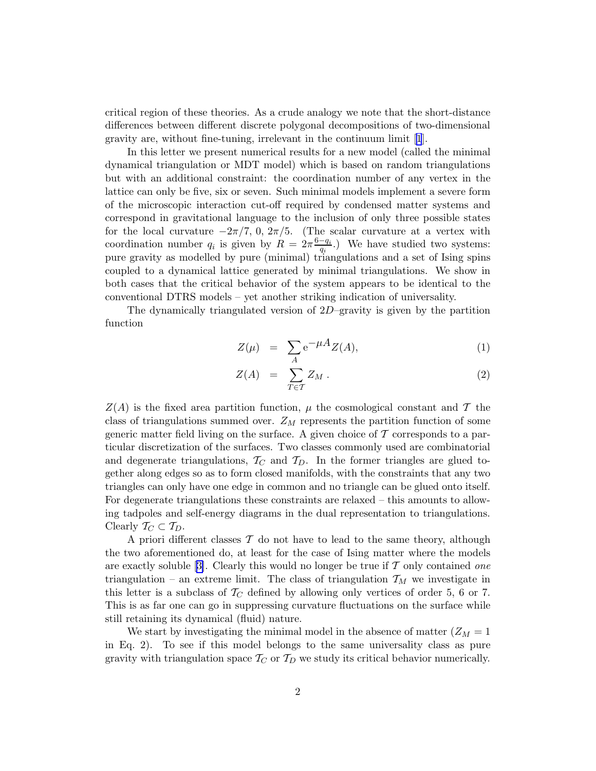critical region of these theories. As a crude analogy we note that the short-distance differences between different discrete polygonal decompositions of two-dimensional gravity are, without fine-tuning, irrelevant in the continuum limit [1].

In this letter we present numerical results for a new model (called the minimal dynamical triangulation or MDT model) which is based on random triangulations but with an additional constraint: the coordination number of any vertex in the lattice can only be five, six or seven. Such minimal models implement a severe form of the microscopic interaction cut-off required by condensed matter systems and correspond in gravitational language to the inclusion of only three possible states for the local curvature $-2\pi/7$, $0$, $2\pi/5$. (The scalar curvature at a vertex with coordination number $q_i$ is given by $R = 2\pi\frac{6-q_i}{q_i}$.) We have studied two systems: pure gravity as modelled by pure (minimal) triangulations and a set of Ising spins coupled to a dynamical lattice generated by minimal triangulations. We show in both cases that the critical behavior of the system appears to be identical to the conventional DTRS models – yet another striking indication of universality.

The dynamically triangulated version of $2D$–gravity is given by the partition function

$$Z(\mu) = \sum_{A} \mathrm{e}^{-\mu A} Z(A), \tag{1}$$

$$Z(A) = \sum_{T \in \mathcal{T}} Z_M \, . \tag{2}$$

$Z(A)$ is the fixed area partition function, $\mu$ the cosmological constant and $\mathcal{T}$ the class of triangulations summed over. $Z_M$ represents the partition function of some generic matter field living on the surface. A given choice of $\mathcal{T}$ corresponds to a particular discretization of the surfaces. Two classes commonly used are combinatorial and degenerate triangulations, $\mathcal{T}_C$ and $\mathcal{T}_D$. In the former triangles are glued together along edges so as to form closed manifolds, with the constraints that any two triangles can only have one edge in common and no triangle can be glued onto itself. For degenerate triangulations these constraints are relaxed – this amounts to allowing tadpoles and self-energy diagrams in the dual representation to triangulations. Clearly $\mathcal{T}_C \subset \mathcal{T}_D$.

A priori different classes $\mathcal{T}$ do not have to lead to the same theory, although the two aforementioned do, at least for the case of Ising matter where the models are exactly soluble [3]. Clearly this would no longer be true if $\mathcal{T}$ only contained *one* triangulation – an extreme limit. The class of triangulation $\mathcal{T}_M$ we investigate in this letter is a subclass of $\mathcal{T}_C$ defined by allowing only vertices of order 5, 6 or 7. This is as far one can go in suppressing curvature fluctuations on the surface while still retaining its dynamical (fluid) nature.

We start by investigating the minimal model in the absence of matter ($Z_M = 1$ in Eq. 2). To see if this model belongs to the same universality class as pure gravity with triangulation space $\mathcal{T}_C$ or $\mathcal{T}_D$ we study its critical behavior numerically.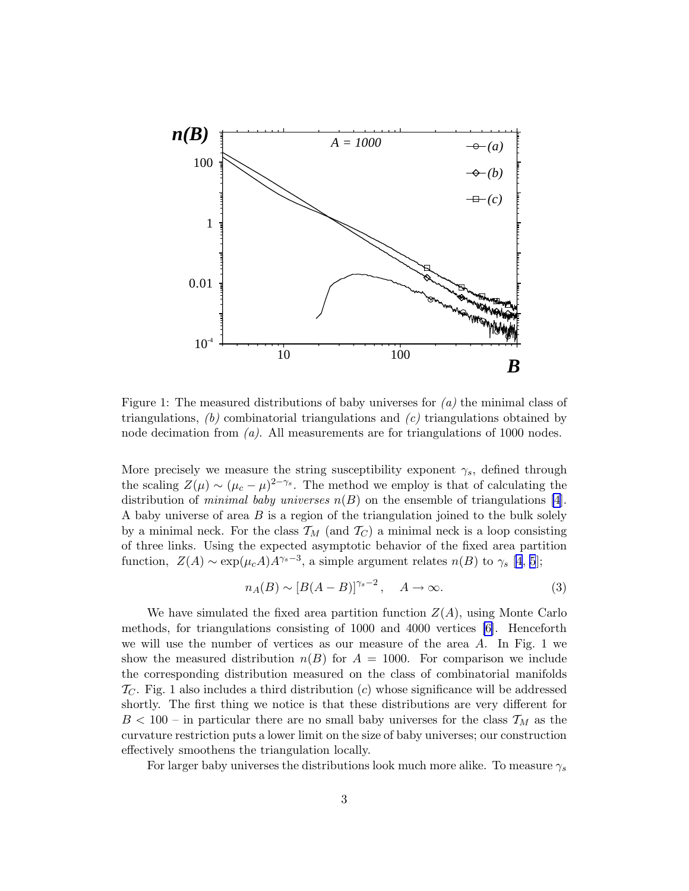Figure 1: The measured distributions of baby universes for *(a)* the minimal class of triangulations, *(b)* combinatorial triangulations and *(c)* triangulations obtained by node decimation from *(a)*. All measurements are for triangulations of 1000 nodes.

More precisely we measure the string susceptibility exponent $\gamma_s$, defined through the scaling $Z(\mu) \sim (\mu_c - \mu)^{2-\gamma_s}$. The method we employ is that of calculating the distribution of *minimal baby universes* $n(B)$ on the ensemble of triangulations [4]. A baby universe of area $B$ is a region of the triangulation joined to the bulk solely by a minimal neck. For the class $\mathcal{T}_M$ (and $\mathcal{T}_C$) a minimal neck is a loop consisting of three links. Using the expected asymptotic behavior of the fixed area partition function, $Z(A) \sim \exp(\mu_c A) A^{\gamma_s - 3}$, a simple argument relates $n(B)$ to $\gamma_s$ [4, 5];

$$n_A(B) \sim [B(A-B)]^{\gamma_s - 2}, \quad A \to \infty. \tag{3}$$

We have simulated the fixed area partition function $Z(A)$, using Monte Carlo methods, for triangulations consisting of 1000 and 4000 vertices [6]. Henceforth we will use the number of vertices as our measure of the area $A$. In Fig. 1 we show the measured distribution $n(B)$ for $A = 1000$. For comparison we include the corresponding distribution measured on the class of combinatorial manifolds $\mathcal{T}_C$. Fig. 1 also includes a third distribution $(c)$ whose significance will be addressed shortly. The first thing we notice is that these distributions are very different for $B < 100$ – in particular there are no small baby universes for the class $\mathcal{T}_M$ as the curvature restriction puts a lower limit on the size of baby universes; our construction effectively smoothens the triangulation locally.

For larger baby universes the distributions look much more alike. To measure $\gamma_s$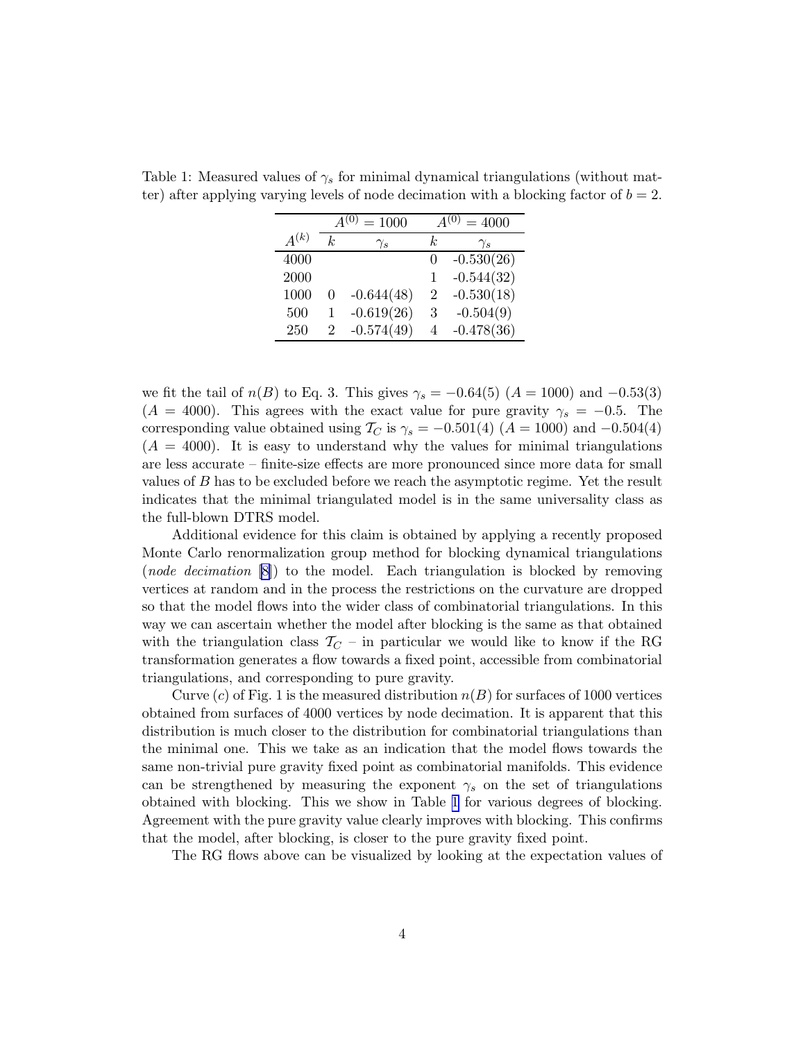Table 1: Measured values of $\gamma_s$ for minimal dynamical triangulations (without matter) after applying varying levels of node decimation with a blocking factor of $b = 2$.

| | $A^{(0)} = 1000$ | | $A^{(0)} = 4000$ | |
|---|---|---|---|---|
| $A^{(k)}$ | $k$ | $\gamma_s$ | $k$ | $\gamma_s$ |
| 4000 | | | 0 | -0.530(26) |
| 2000 | | | 1 | -0.544(32) |
| 1000 | 0 | -0.644(48) | 2 | -0.530(18) |
| 500 | 1 | -0.619(26) | 3 | -0.504(9) |
| 250 | 2 | -0.574(49) | 4 | -0.478(36) |

we fit the tail of $n(B)$ to Eq. 3. This gives $\gamma_s = -0.64(5)$ ($A = 1000$) and $-0.53(3)$ ($A = 4000$). This agrees with the exact value for pure gravity $\gamma_s = -0.5$. The corresponding value obtained using $\mathcal{T}_C$ is $\gamma_s = -0.501(4)$ ($A = 1000$) and $-0.504(4)$ ($A = 4000$). It is easy to understand why the values for minimal triangulations are less accurate – finite-size effects are more pronounced since more data for small values of $B$ has to be excluded before we reach the asymptotic regime. Yet the result indicates that the minimal triangulated model is in the same universality class as the full-blown DTRS model.

Additional evidence for this claim is obtained by applying a recently proposed Monte Carlo renormalization group method for blocking dynamical triangulations (*node decimation* [8]) to the model. Each triangulation is blocked by removing vertices at random and in the process the restrictions on the curvature are dropped so that the model flows into the wider class of combinatorial triangulations. In this way we can ascertain whether the model after blocking is the same as that obtained with the triangulation class $\mathcal{T}_C$ – in particular we would like to know if the RG transformation generates a flow towards a fixed point, accessible from combinatorial triangulations, and corresponding to pure gravity.

Curve ($c$) of Fig. 1 is the measured distribution $n(B)$ for surfaces of 1000 vertices obtained from surfaces of 4000 vertices by node decimation. It is apparent that this distribution is much closer to the distribution for combinatorial triangulations than the minimal one. This we take as an indication that the model flows towards the same non-trivial pure gravity fixed point as combinatorial manifolds. This evidence can be strengthened by measuring the exponent $\gamma_s$ on the set of triangulations obtained with blocking. This we show in Table 1 for various degrees of blocking. Agreement with the pure gravity value clearly improves with blocking. This confirms that the model, after blocking, is closer to the pure gravity fixed point.

The RG flows above can be visualized by looking at the expectation values of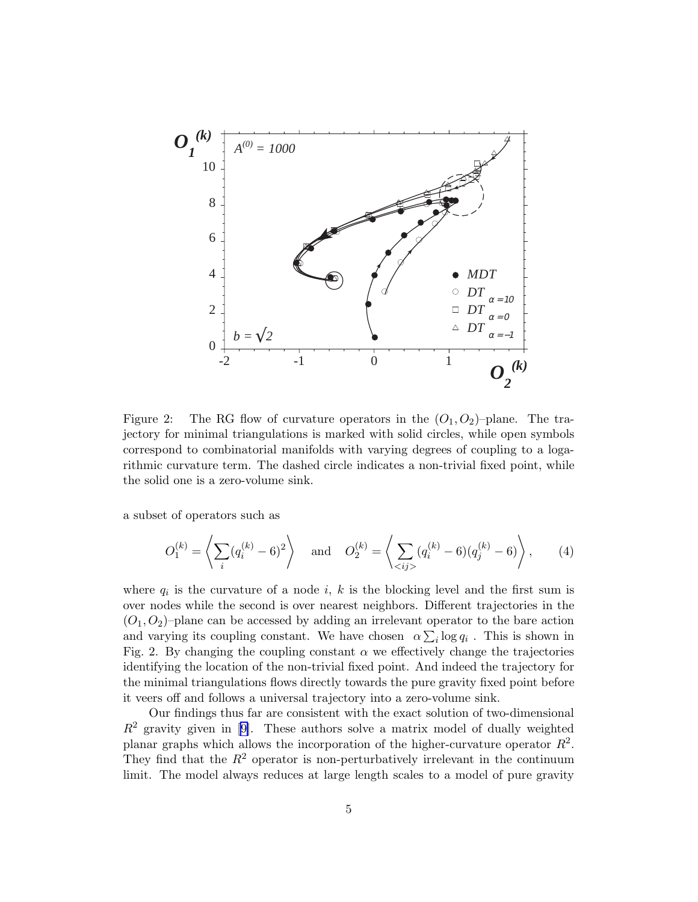Figure 2: The RG flow of curvature operators in the $(O_1, O_2)$–plane. The trajectory for minimal triangulations is marked with solid circles, while open symbols correspond to combinatorial manifolds with varying degrees of coupling to a logarithmic curvature term. The dashed circle indicates a non-trivial fixed point, while the solid one is a zero-volume sink.

a subset of operators such as

$$O_1^{(k)} = \left\langle \sum_i (q_i^{(k)} - 6)^2 \right\rangle \quad \text{and} \quad O_2^{(k)} = \left\langle \sum_{<ij>} (q_i^{(k)} - 6)(q_j^{(k)} - 6) \right\rangle, \tag{4}$$

where $q_i$ is the curvature of a node $i$, $k$ is the blocking level and the first sum is over nodes while the second is over nearest neighbors. Different trajectories in the $(O_1, O_2)$–plane can be accessed by adding an irrelevant operator to the bare action and varying its coupling constant. We have chosen $\alpha \sum_i \log q_i$ . This is shown in Fig. 2. By changing the coupling constant $\alpha$ we effectively change the trajectories identifying the location of the non-trivial fixed point. And indeed the trajectory for the minimal triangulations flows directly towards the pure gravity fixed point before it veers off and follows a universal trajectory into a zero-volume sink.

Our findings thus far are consistent with the exact solution of two-dimensional $R^2$ gravity given in [9]. These authors solve a matrix model of dually weighted planar graphs which allows the incorporation of the higher-curvature operator $R^2$. They find that the $R^2$ operator is non-perturbatively irrelevant in the continuum limit. The model always reduces at large length scales to a model of pure gravity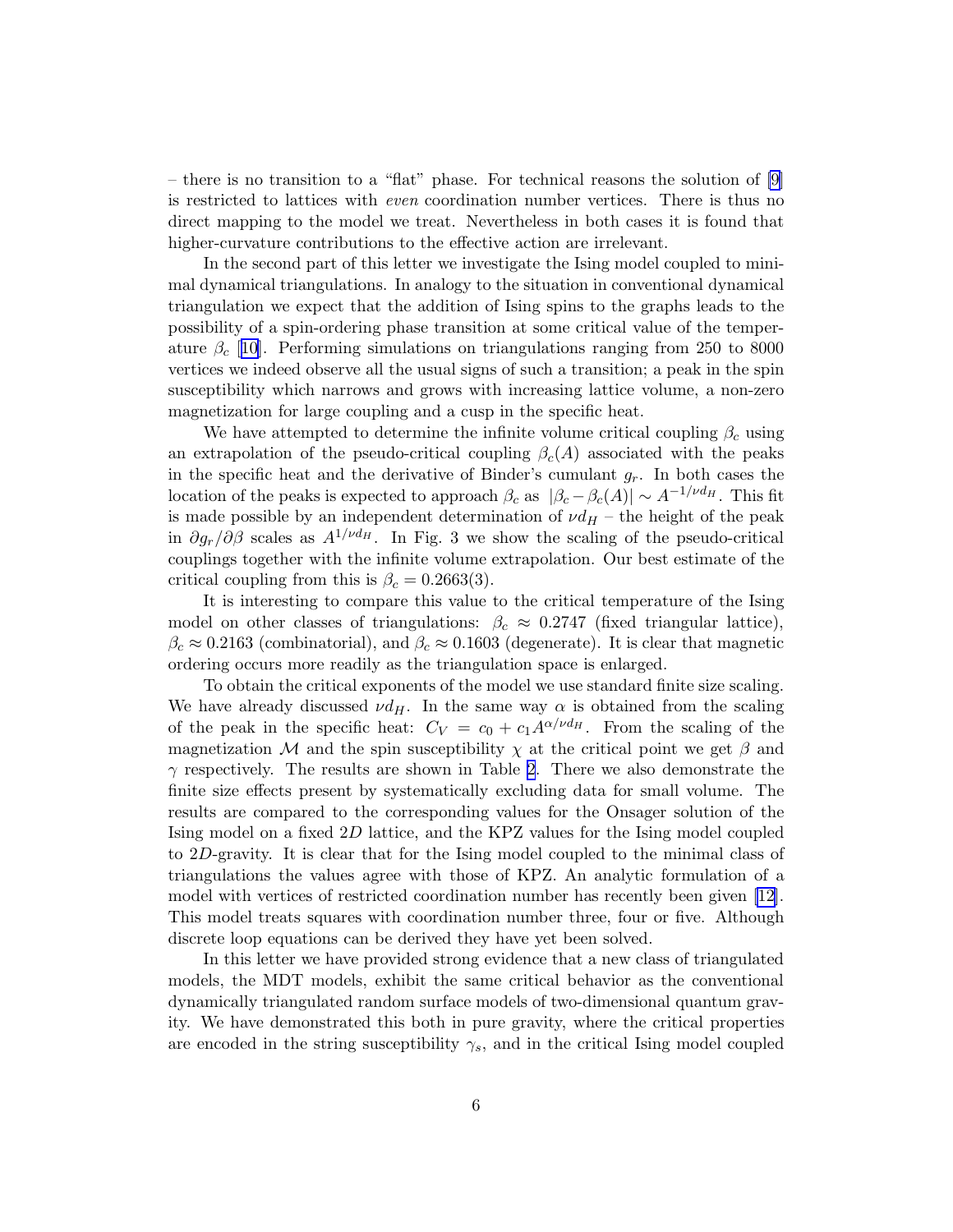– there is no transition to a "flat" phase. For technical reasons the solution of [9] is restricted to lattices with *even* coordination number vertices. There is thus no direct mapping to the model we treat. Nevertheless in both cases it is found that higher-curvature contributions to the effective action are irrelevant.

In the second part of this letter we investigate the Ising model coupled to minimal dynamical triangulations. In analogy to the situation in conventional dynamical triangulation we expect that the addition of Ising spins to the graphs leads to the possibility of a spin-ordering phase transition at some critical value of the temperature $\beta_c$ [10]. Performing simulations on triangulations ranging from 250 to 8000 vertices we indeed observe all the usual signs of such a transition; a peak in the spin susceptibility which narrows and grows with increasing lattice volume, a non-zero magnetization for large coupling and a cusp in the specific heat.

We have attempted to determine the infinite volume critical coupling $\beta_c$ using an extrapolation of the pseudo-critical coupling $\beta_c(A)$ associated with the peaks in the specific heat and the derivative of Binder's cumulant $g_r$. In both cases the location of the peaks is expected to approach $\beta_c$ as $|\beta_c - \beta_c(A)| \sim A^{-1/\nu d_H}$. This fit is made possible by an independent determination of $\nu d_H$ – the height of the peak in $\partial g_r / \partial \beta$ scales as $A^{1/\nu d_H}$. In Fig. 3 we show the scaling of the pseudo-critical couplings together with the infinite volume extrapolation. Our best estimate of the critical coupling from this is $\beta_c = 0.2663(3)$.

It is interesting to compare this value to the critical temperature of the Ising model on other classes of triangulations: $\beta_c \approx 0.2747$ (fixed triangular lattice), $\beta_c \approx 0.2163$ (combinatorial), and $\beta_c \approx 0.1603$ (degenerate). It is clear that magnetic ordering occurs more readily as the triangulation space is enlarged.

To obtain the critical exponents of the model we use standard finite size scaling. We have already discussed $\nu d_H$. In the same way $\alpha$ is obtained from the scaling of the peak in the specific heat: $C_V = c_0 + c_1 A^{\alpha/\nu d_H}$. From the scaling of the magnetization $\mathcal{M}$ and the spin susceptibility $\chi$ at the critical point we get $\beta$ and $\gamma$ respectively. The results are shown in Table 2. There we also demonstrate the finite size effects present by systematically excluding data for small volume. The results are compared to the corresponding values for the Onsager solution of the Ising model on a fixed $2D$ lattice, and the KPZ values for the Ising model coupled to $2D$-gravity. It is clear that for the Ising model coupled to the minimal class of triangulations the values agree with those of KPZ. An analytic formulation of a model with vertices of restricted coordination number has recently been given [12]. This model treats squares with coordination number three, four or five. Although discrete loop equations can be derived they have yet been solved.

In this letter we have provided strong evidence that a new class of triangulated models, the MDT models, exhibit the same critical behavior as the conventional dynamically triangulated random surface models of two-dimensional quantum gravity. We have demonstrated this both in pure gravity, where the critical properties are encoded in the string susceptibility $\gamma_s$, and in the critical Ising model coupled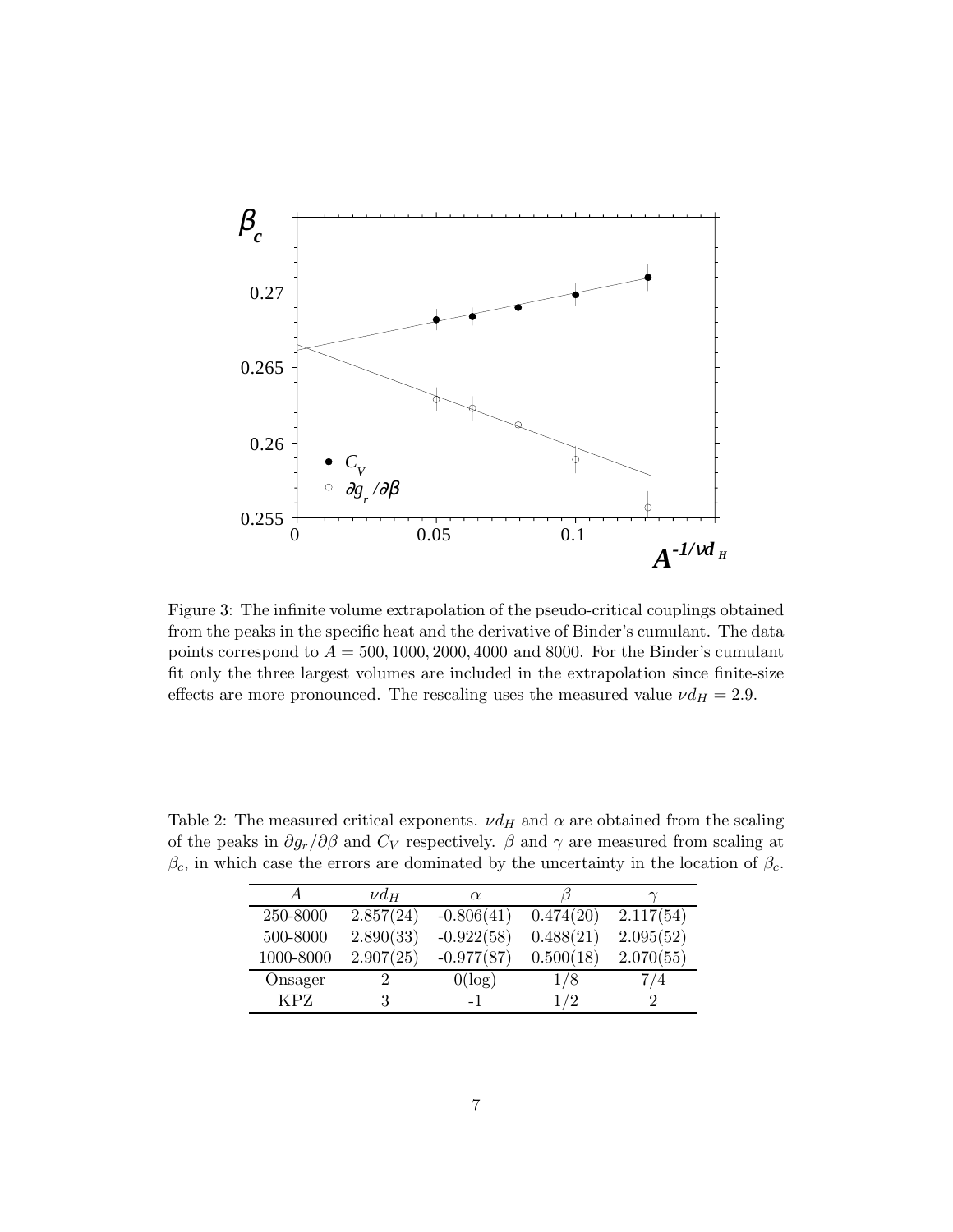Figure 3: The infinite volume extrapolation of the pseudo-critical couplings obtained from the peaks in the specific heat and the derivative of Binder's cumulant. The data points correspond to $A = 500, 1000, 2000, 4000$ and $8000$. For the Binder's cumulant fit only the three largest volumes are included in the extrapolation since finite-size effects are more pronounced. The rescaling uses the measured value $\nu d_H = 2.9$.

Table 2: The measured critical exponents. $\nu d_H$ and $\alpha$ are obtained from the scaling of the peaks in $\partial g_r/\partial\beta$ and $C_V$ respectively. $\beta$ and $\gamma$ are measured from scaling at $\beta_c$, in which case the errors are dominated by the uncertainty in the location of $\beta_c$.

| $A$ | $\nu d_H$ | $\alpha$ | $\beta$ | $\gamma$ |
|---|---|---|---|---|
| 250-8000 | 2.857(24) | -0.806(41) | 0.474(20) | 2.117(54) |
| 500-8000 | 2.890(33) | -0.922(58) | 0.488(21) | 2.095(52) |
| 1000-8000 | 2.907(25) | -0.977(87) | 0.500(18) | 2.070(55) |
| Onsager | 2 | 0(log) | 1/8 | 7/4 |
| KPZ | 3 | -1 | 1/2 | 2 |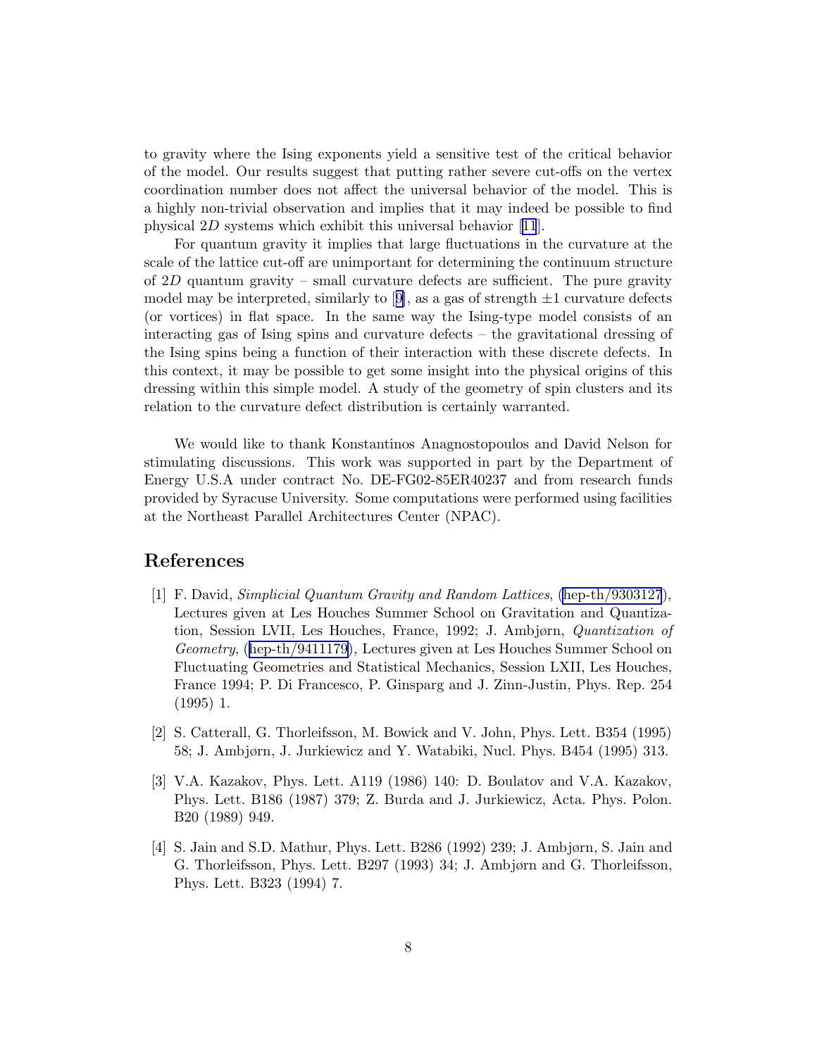to gravity where the Ising exponents yield a sensitive test of the critical behavior of the model. Our results suggest that putting rather severe cut-offs on the vertex coordination number does not affect the universal behavior of the model. This is a highly non-trivial observation and implies that it may indeed be possible to find physical $2D$ systems which exhibit this universal behavior [11].

For quantum gravity it implies that large fluctuations in the curvature at the scale of the lattice cut-off are unimportant for determining the continuum structure of $2D$ quantum gravity – small curvature defects are sufficient. The pure gravity model may be interpreted, similarly to [9], as a gas of strength $\pm 1$ curvature defects (or vortices) in flat space. In the same way the Ising-type model consists of an interacting gas of Ising spins and curvature defects – the gravitational dressing of the Ising spins being a function of their interaction with these discrete defects. In this context, it may be possible to get some insight into the physical origins of this dressing within this simple model. A study of the geometry of spin clusters and its relation to the curvature defect distribution is certainly warranted.

We would like to thank Konstantinos Anagnostopoulos and David Nelson for stimulating discussions. This work was supported in part by the Department of Energy U.S.A under contract No. DE-FG02-85ER40237 and from research funds provided by Syracuse University. Some computations were performed using facilities at the Northeast Parallel Architectures Center (NPAC).

## References

[1] F. David, *Simplicial Quantum Gravity and Random Lattices*, (hep-th/9303127), Lectures given at Les Houches Summer School on Gravitation and Quantization, Session LVII, Les Houches, France, 1992; J. Ambjørn, *Quantization of Geometry*, (hep-th/9411179), Lectures given at Les Houches Summer School on Fluctuating Geometries and Statistical Mechanics, Session LXII, Les Houches, France 1994; P. Di Francesco, P. Ginsparg and J. Zinn-Justin, Phys. Rep. 254 (1995) 1.

[2] S. Catterall, G. Thorleifsson, M. Bowick and V. John, Phys. Lett. B354 (1995) 58; J. Ambjørn, J. Jurkiewicz and Y. Watabiki, Nucl. Phys. B454 (1995) 313.

[3] V.A. Kazakov, Phys. Lett. A119 (1986) 140: D. Boulatov and V.A. Kazakov, Phys. Lett. B186 (1987) 379; Z. Burda and J. Jurkiewicz, Acta. Phys. Polon. B20 (1989) 949.

[4] S. Jain and S.D. Mathur, Phys. Lett. B286 (1992) 239; J. Ambjørn, S. Jain and G. Thorleifsson, Phys. Lett. B297 (1993) 34; J. Ambjørn and G. Thorleifsson, Phys. Lett. B323 (1994) 7.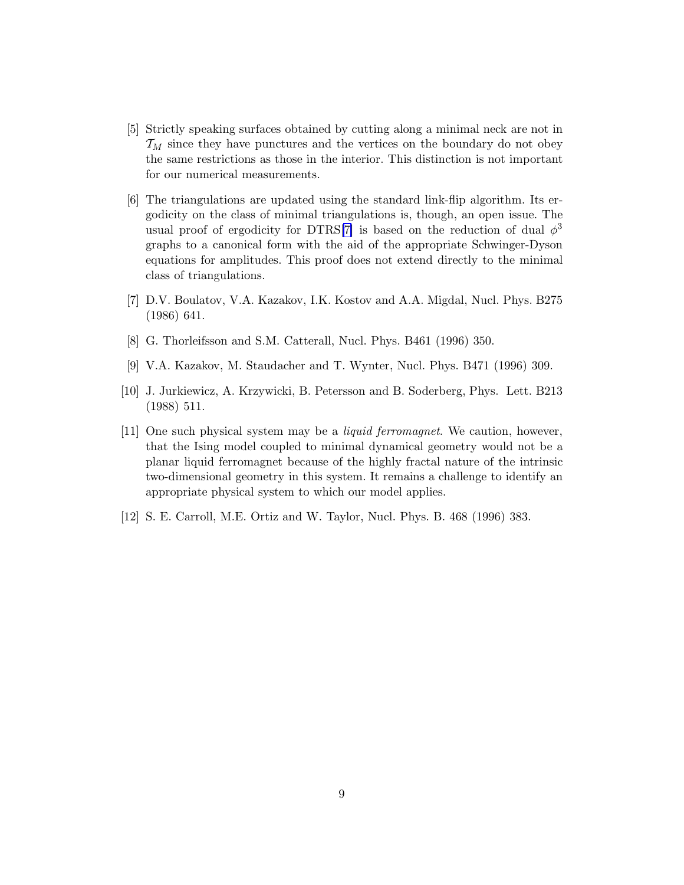[5] Strictly speaking surfaces obtained by cutting along a minimal neck are not in $\mathcal{T}_M$ since they have punctures and the vertices on the boundary do not obey the same restrictions as those in the interior. This distinction is not important for our numerical measurements.

[6] The triangulations are updated using the standard link-flip algorithm. Its ergodicity on the class of minimal triangulations is, though, an open issue. The usual proof of ergodicity for DTRS[7] is based on the reduction of dual $\phi^3$ graphs to a canonical form with the aid of the appropriate Schwinger-Dyson equations for amplitudes. This proof does not extend directly to the minimal class of triangulations.

[7] D.V. Boulatov, V.A. Kazakov, I.K. Kostov and A.A. Migdal, Nucl. Phys. B275 (1986) 641.

[8] G. Thorleifsson and S.M. Catterall, Nucl. Phys. B461 (1996) 350.

[9] V.A. Kazakov, M. Staudacher and T. Wynter, Nucl. Phys. B471 (1996) 309.

[10] J. Jurkiewicz, A. Krzywicki, B. Petersson and B. Soderberg, Phys. Lett. B213 (1988) 511.

[11] One such physical system may be a *liquid ferromagnet*. We caution, however, that the Ising model coupled to minimal dynamical geometry would not be a planar liquid ferromagnet because of the highly fractal nature of the intrinsic two-dimensional geometry in this system. It remains a challenge to identify an appropriate physical system to which our model applies.

[12] S. E. Carroll, M.E. Ortiz and W. Taylor, Nucl. Phys. B. 468 (1996) 383.